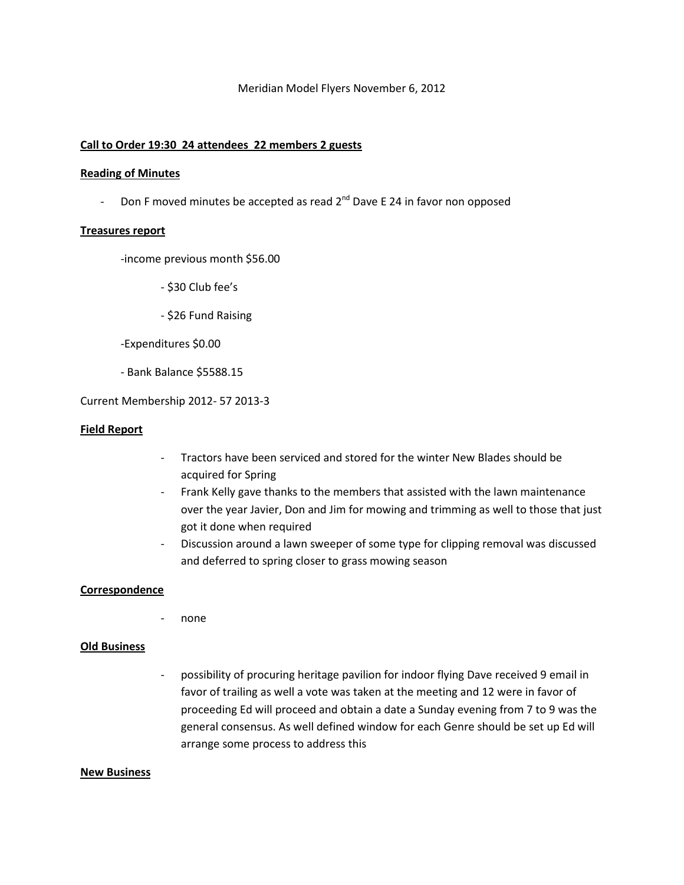Meridian Model Flyers November 6, 2012

**<u>Call to Order 19:30 24 attendees 22 members 2 guests</u>**

**<u>Reading of Minutes</u>**

- Don F moved minutes be accepted as read 2nd Dave E 24 in favor non opposed

**<u>Treasures report</u>**

-income previous month $56.00

- $30 Club fee's

- $26 Fund Raising

-Expenditures $0.00

- Bank Balance $5588.15

Current Membership 2012- 57 2013-3

**<u>Field Report</u>**

- Tractors have been serviced and stored for the winter New Blades should be acquired for Spring
- Frank Kelly gave thanks to the members that assisted with the lawn maintenance over the year Javier, Don and Jim for mowing and trimming as well to those that just got it done when required
- Discussion around a lawn sweeper of some type for clipping removal was discussed and deferred to spring closer to grass mowing season

**<u>Correspondence</u>**

- none

**<u>Old Business</u>**

- possibility of procuring heritage pavilion for indoor flying Dave received 9 email in favor of trailing as well a vote was taken at the meeting and 12 were in favor of proceeding Ed will proceed and obtain a date a Sunday evening from 7 to 9 was the general consensus. As well defined window for each Genre should be set up Ed will arrange some process to address this

**<u>New Business</u>**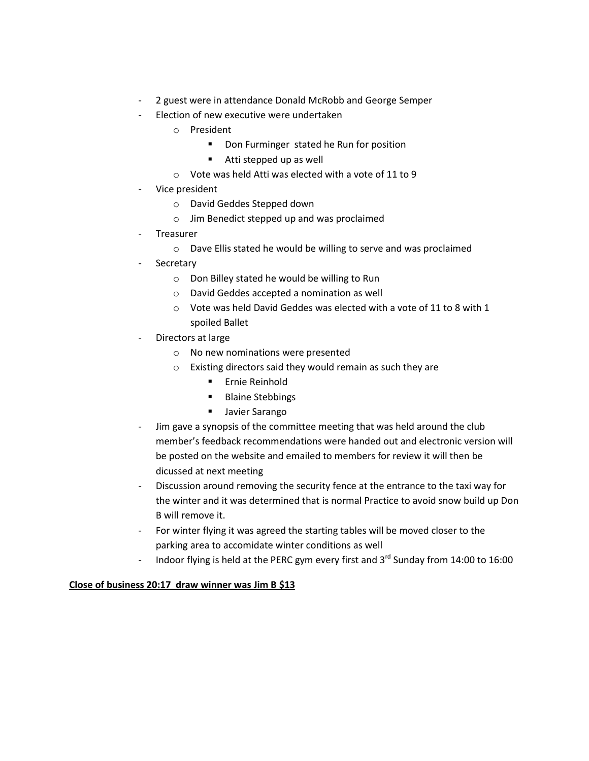- 2 guest were in attendance Donald McRobb and George Semper
- Election of new executive were undertaken
  - President
    - Don Furminger stated he Run for position
    - Atti stepped up as well
  - Vote was held Atti was elected with a vote of 11 to 9
- Vice president
  - David Geddes Stepped down
  - Jim Benedict stepped up and was proclaimed
- Treasurer
  - Dave Ellis stated he would be willing to serve and was proclaimed
- Secretary
  - Don Billey stated he would be willing to Run
  - David Geddes accepted a nomination as well
  - Vote was held David Geddes was elected with a vote of 11 to 8 with 1 spoiled Ballet
- Directors at large
  - No new nominations were presented
  - Existing directors said they would remain as such they are
    - Ernie Reinhold
    - Blaine Stebbings
    - Javier Sarango
- Jim gave a synopsis of the committee meeting that was held around the club member's feedback recommendations were handed out and electronic version will be posted on the website and emailed to members for review it will then be dicussed at next meeting
- Discussion around removing the security fence at the entrance to the taxi way for the winter and it was determined that is normal Practice to avoid snow build up Don B will remove it.
- For winter flying it was agreed the starting tables will be moved closer to the parking area to accomidate winter conditions as well
- Indoor flying is held at the PERC gym every first and 3rd Sunday from 14:00 to 16:00

**Close of business 20:17 draw winner was Jim B $13**